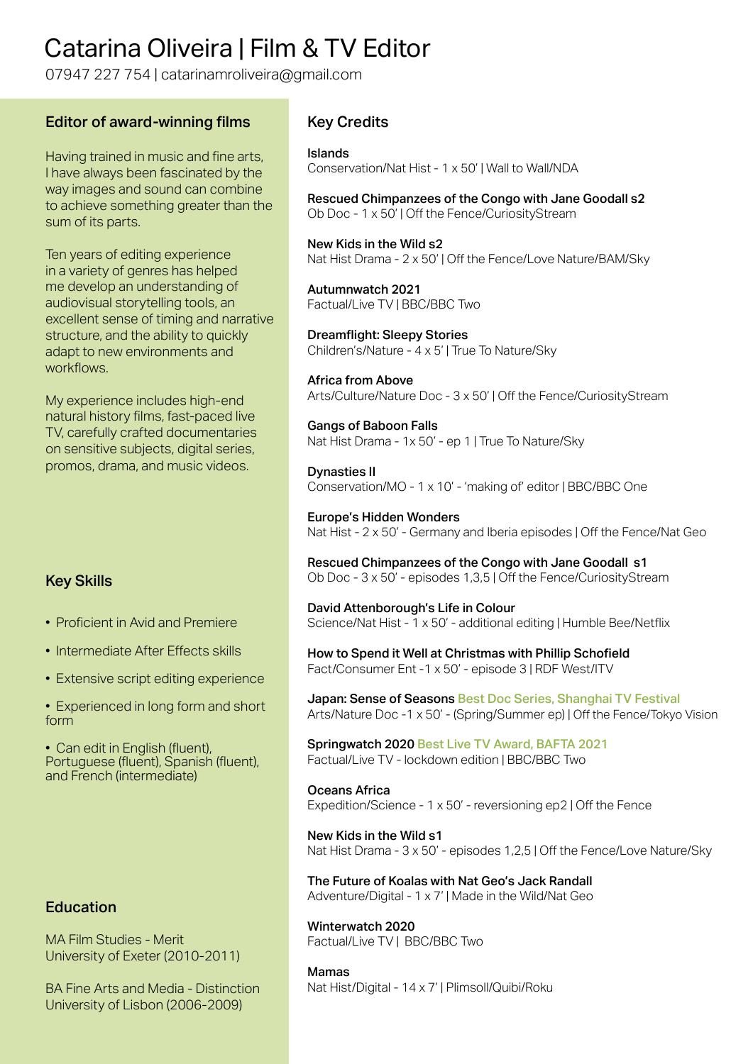# Catarina Oliveira | Film & TV Editor

07947 227 754 | catarinamroliveira@gmail.com

## Editor of award-winning films

Having trained in music and fine arts, I have always been fascinated by the way images and sound can combine to achieve something greater than the sum of its parts.

Ten years of editing experience in a variety of genres has helped me develop an understanding of audiovisual storytelling tools, an excellent sense of timing and narrative structure, and the ability to quickly adapt to new environments and workflows.

My experience includes high-end natural history films, fast-paced live TV, carefully crafted documentaries on sensitive subjects, digital series, promos, drama, and music videos.

## Key Skills

- Proficient in Avid and Premiere
- Intermediate After Effects skills
- Extensive script editing experience
- Experienced in long form and short form
- Can edit in English (fluent), Portuguese (fluent), Spanish (fluent), and French (intermediate)

## Education

MA Film Studies - Merit
University of Exeter (2010-2011)

BA Fine Arts and Media - Distinction
University of Lisbon (2006-2009)

## Key Credits

**Islands**
Conservation/Nat Hist - 1 x 50' | Wall to Wall/NDA

**Rescued Chimpanzees of the Congo with Jane Goodall s2**
Ob Doc - 1 x 50' | Off the Fence/CuriosityStream

**New Kids in the Wild s2**
Nat Hist Drama - 2 x 50' | Off the Fence/Love Nature/BAM/Sky

**Autumnwatch 2021**
Factual/Live TV | BBC/BBC Two

**Dreamflight: Sleepy Stories**
Children's/Nature - 4 x 5' | True To Nature/Sky

**Africa from Above**
Arts/Culture/Nature Doc - 3 x 50' | Off the Fence/CuriosityStream

**Gangs of Baboon Falls**
Nat Hist Drama - 1x 50' - ep 1 | True To Nature/Sky

**Dynasties II**
Conservation/MO - 1 x 10' - 'making of' editor | BBC/BBC One

**Europe's Hidden Wonders**
Nat Hist - 2 x 50' - Germany and Iberia episodes | Off the Fence/Nat Geo

**Rescued Chimpanzees of the Congo with Jane Goodall s1**
Ob Doc - 3 x 50' - episodes 1,3,5 | Off the Fence/CuriosityStream

**David Attenborough's Life in Colour**
Science/Nat Hist - 1 x 50' - additional editing | Humble Bee/Netflix

**How to Spend it Well at Christmas with Phillip Schofield**
Fact/Consumer Ent -1 x 50' - episode 3 | RDF West/ITV

**Japan: Sense of Seasons** Best Doc Series, Shanghai TV Festival
Arts/Nature Doc -1 x 50' - (Spring/Summer ep) | Off the Fence/Tokyo Vision

**Springwatch 2020** Best Live TV Award, BAFTA 2021
Factual/Live TV - lockdown edition | BBC/BBC Two

**Oceans Africa**
Expedition/Science - 1 x 50' - reversioning ep2 | Off the Fence

**New Kids in the Wild s1**
Nat Hist Drama - 3 x 50' - episodes 1,2,5 | Off the Fence/Love Nature/Sky

**The Future of Koalas with Nat Geo's Jack Randall**
Adventure/Digital - 1 x 7' | Made in the Wild/Nat Geo

**Winterwatch 2020**
Factual/Live TV | BBC/BBC Two

**Mamas**
Nat Hist/Digital - 14 x 7' | Plimsoll/Quibi/Roku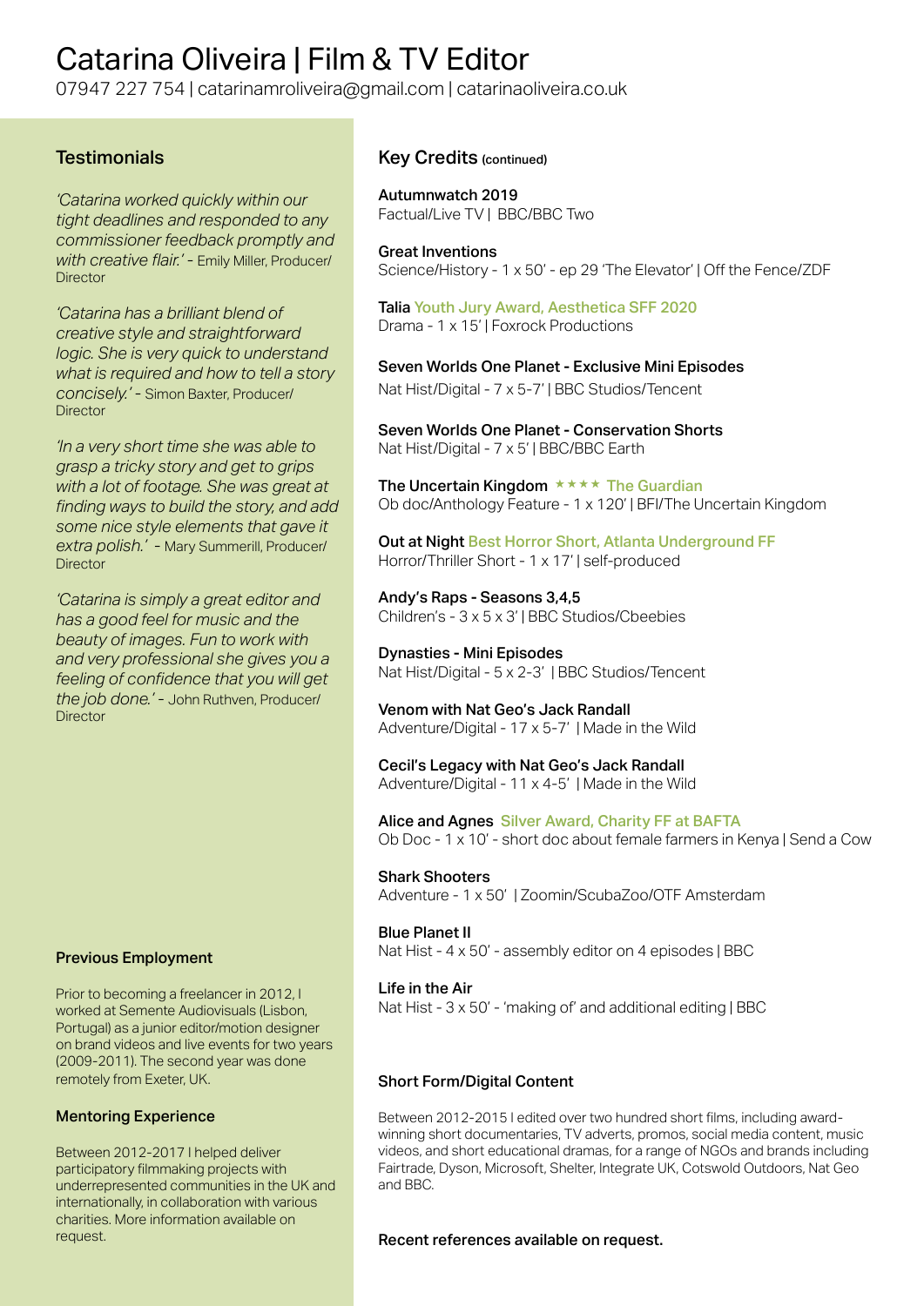# Catarina Oliveira | Film & TV Editor

07947 227 754 | catarinamroliveira@gmail.com | catarinaoliveira.co.uk

## Testimonials

*'Catarina worked quickly within our tight deadlines and responded to any commissioner feedback promptly and with creative flair.'* - Emily Miller, Producer/ Director

*'Catarina has a brilliant blend of creative style and straightforward logic. She is very quick to understand what is required and how to tell a story concisely.'* - Simon Baxter, Producer/ Director

*'In a very short time she was able to grasp a tricky story and get to grips with a lot of footage. She was great at finding ways to build the story, and add some nice style elements that gave it extra polish.'* - Mary Summerill, Producer/ Director

*'Catarina is simply a great editor and has a good feel for music and the beauty of images. Fun to work with and very professional she gives you a feeling of confidence that you will get the job done.'* - John Ruthven, Producer/ Director

### Previous Employment

Prior to becoming a freelancer in 2012, I worked at Semente Audiovisuals (Lisbon, Portugal) as a junior editor/motion designer on brand videos and live events for two years (2009-2011). The second year was done remotely from Exeter, UK.

### Mentoring Experience

Between 2012-2017 I helped deliver participatory filmmaking projects with underrepresented communities in the UK and internationally, in collaboration with various charities. More information available on request.

## Key Credits (continued)

**Autumnwatch 2019**
Factual/Live TV | BBC/BBC Two

**Great Inventions**
Science/History - 1 x 50' - ep 29 'The Elevator' | Off the Fence/ZDF

**Talia** Youth Jury Award, Aesthetica SFF 2020
Drama - 1 x 15' | Foxrock Productions

**Seven Worlds One Planet - Exclusive Mini Episodes**
Nat Hist/Digital - 7 x 5-7' | BBC Studios/Tencent

**Seven Worlds One Planet - Conservation Shorts**
Nat Hist/Digital - 7 x 5' | BBC/BBC Earth

**The Uncertain Kingdom** ★★★★ The Guardian
Ob doc/Anthology Feature - 1 x 120' | BFI/The Uncertain Kingdom

**Out at Night** Best Horror Short, Atlanta Underground FF
Horror/Thriller Short - 1 x 17' | self-produced

**Andy's Raps - Seasons 3,4,5**
Children's - 3 x 5 x 3' | BBC Studios/Cbeebies

**Dynasties - Mini Episodes**
Nat Hist/Digital - 5 x 2-3' | BBC Studios/Tencent

**Venom with Nat Geo's Jack Randall**
Adventure/Digital - 17 x 5-7' | Made in the Wild

**Cecil's Legacy with Nat Geo's Jack Randall**
Adventure/Digital - 11 x 4-5' | Made in the Wild

**Alice and Agnes** Silver Award, Charity FF at BAFTA
Ob Doc - 1 x 10' - short doc about female farmers in Kenya | Send a Cow

**Shark Shooters**
Adventure - 1 x 50' | Zoomin/ScubaZoo/OTF Amsterdam

**Blue Planet II**
Nat Hist - 4 x 50' - assembly editor on 4 episodes | BBC

**Life in the Air**
Nat Hist - 3 x 50' - 'making of' and additional editing | BBC

### Short Form/Digital Content

Between 2012-2015 I edited over two hundred short films, including award-winning short documentaries, TV adverts, promos, social media content, music videos, and short educational dramas, for a range of NGOs and brands including Fairtrade, Dyson, Microsoft, Shelter, Integrate UK, Cotswold Outdoors, Nat Geo and BBC.

**Recent references available on request.**